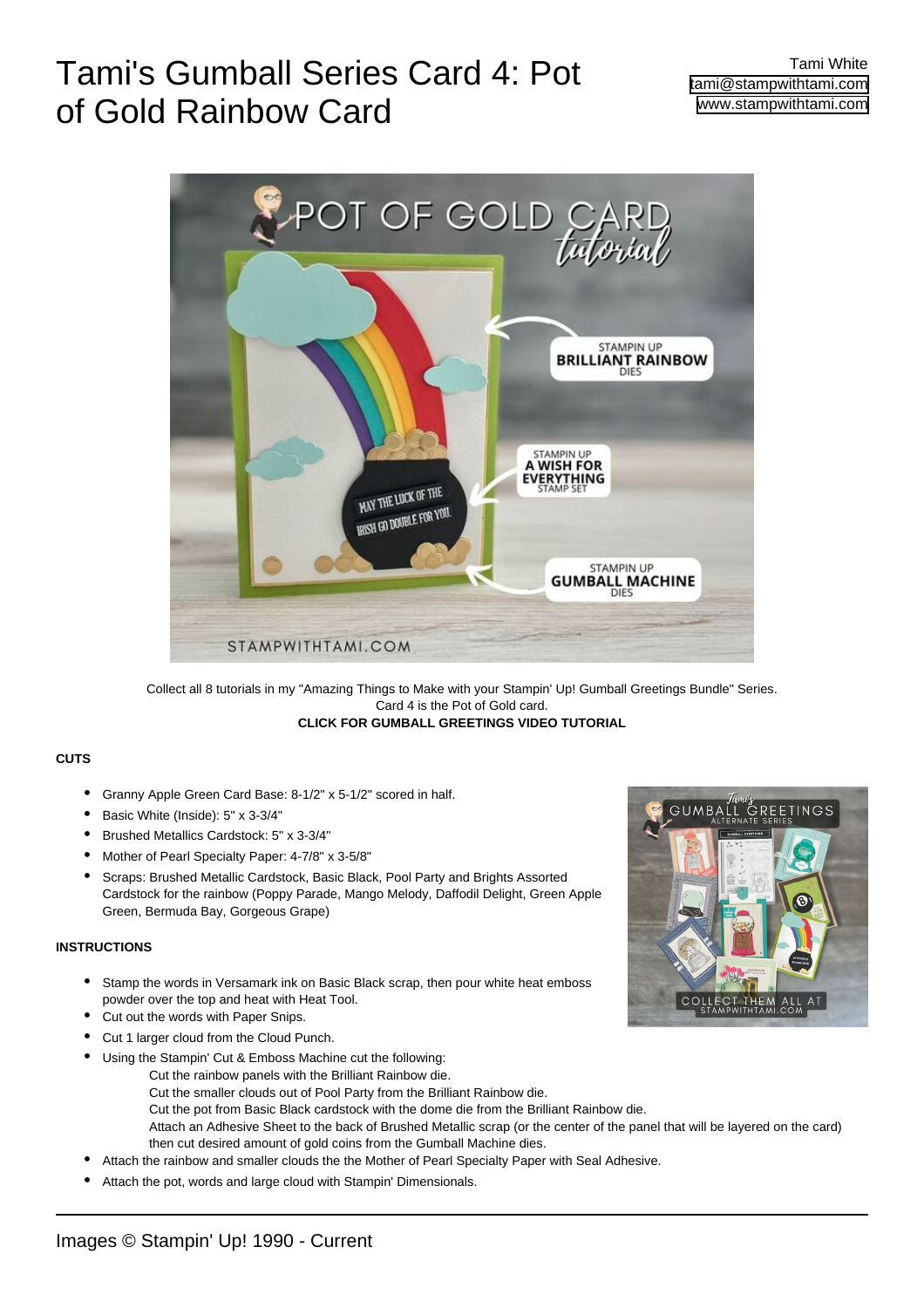# Tami's Gumball Series Card 4: Pot of Gold Rainbow Card

Tami White
tami@stampwithtami.com
www.stampwithtami.com

Collect all 8 tutorials in my "Amazing Things to Make with your Stampin' Up! Gumball Greetings Bundle" Series.
Card 4 is the Pot of Gold card.
**CLICK FOR GUMBALL GREETINGS VIDEO TUTORIAL**

### CUTS

- Granny Apple Green Card Base: 8-1/2" x 5-1/2" scored in half.
- Basic White (Inside): 5" x 3-3/4"
- Brushed Metallics Cardstock: 5" x 3-3/4"
- Mother of Pearl Specialty Paper: 4-7/8" x 3-5/8"
- Scraps: Brushed Metallic Cardstock, Basic Black, Pool Party and Brights Assorted Cardstock for the rainbow (Poppy Parade, Mango Melody, Daffodil Delight, Green Apple Green, Bermuda Bay, Gorgeous Grape)

### INSTRUCTIONS

- Stamp the words in Versamark ink on Basic Black scrap, then pour white heat emboss powder over the top and heat with Heat Tool.
- Cut out the words with Paper Snips.
- Cut 1 larger cloud from the Cloud Punch.
- Using the Stampin' Cut & Emboss Machine cut the following:
  - Cut the rainbow panels with the Brilliant Rainbow die.
  - Cut the smaller clouds out of Pool Party from the Brilliant Rainbow die.
  - Cut the pot from Basic Black cardstock with the dome die from the Brilliant Rainbow die.
  - Attach an Adhesive Sheet to the back of Brushed Metallic scrap (or the center of the panel that will be layered on the card) then cut desired amount of gold coins from the Gumball Machine dies.
- Attach the rainbow and smaller clouds the the Mother of Pearl Specialty Paper with Seal Adhesive.
- Attach the pot, words and large cloud with Stampin' Dimensionals.

Images © Stampin' Up! 1990 - Current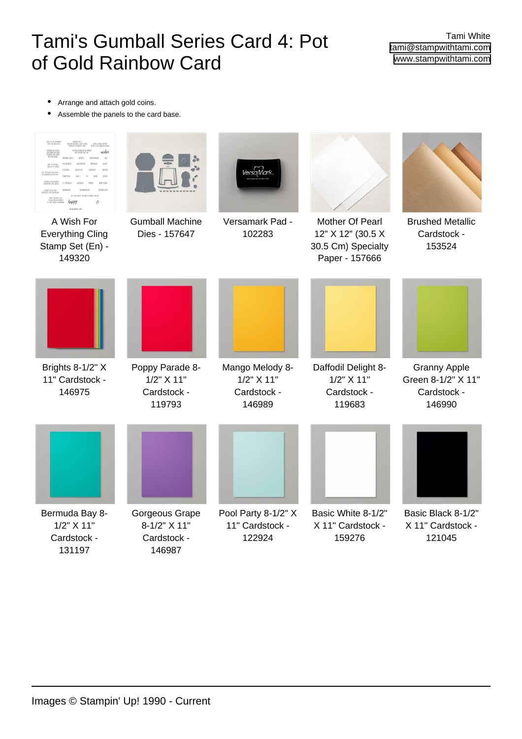# Tami's Gumball Series Card 4: Pot of Gold Rainbow Card

Tami White
tami@stampwithtami.com
www.stampwithtami.com

- Arrange and attach gold coins.
- Assemble the panels to the card base.

A Wish For Everything Cling Stamp Set (En) - 149320

Gumball Machine Dies - 157647

Versamark Pad - 102283

Mother Of Pearl 12" X 12" (30.5 X 30.5 Cm) Specialty Paper - 157666

Brushed Metallic Cardstock - 153524

Brights 8-1/2" X 11" Cardstock - 146975

Poppy Parade 8-1/2" X 11" Cardstock - 119793

Mango Melody 8-1/2" X 11" Cardstock - 146989

Daffodil Delight 8-1/2" X 11" Cardstock - 119683

Granny Apple Green 8-1/2" X 11" Cardstock - 146990

Bermuda Bay 8-1/2" X 11" Cardstock - 131197

Gorgeous Grape 8-1/2" X 11" Cardstock - 146987

Pool Party 8-1/2" X 11" Cardstock - 122924

Basic White 8-1/2" X 11" Cardstock - 159276

Basic Black 8-1/2" X 11" Cardstock - 121045

Images © Stampin' Up! 1990 - Current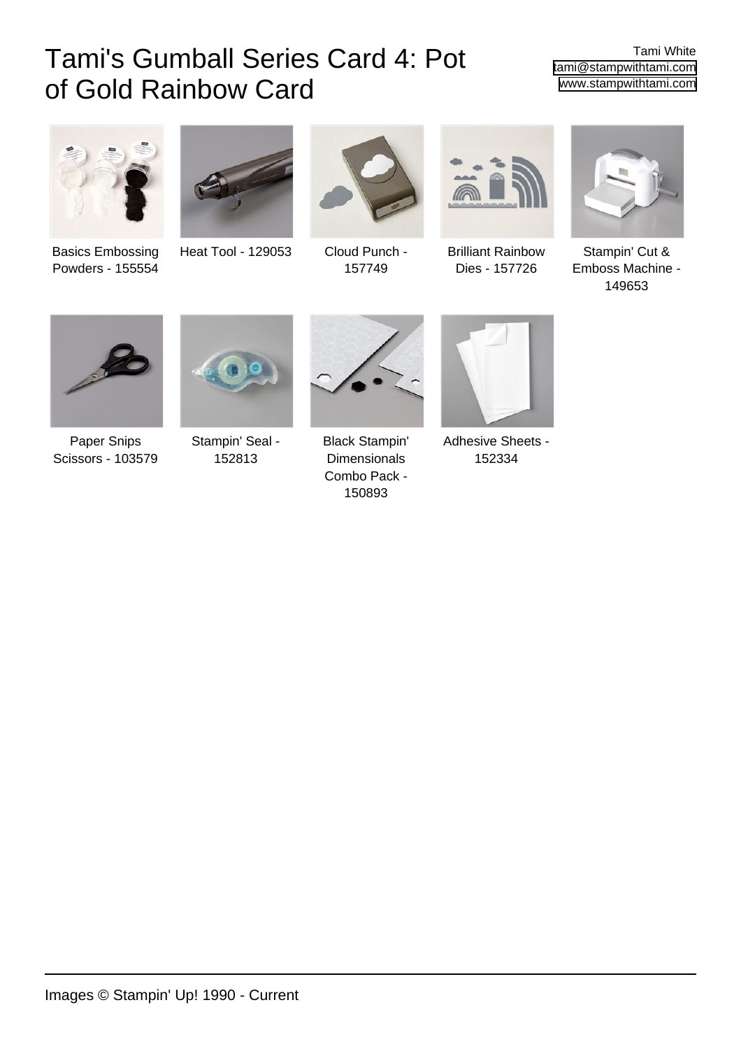# Tami's Gumball Series Card 4: Pot of Gold Rainbow Card

Tami White
tami@stampwithtami.com
www.stampwithtami.com

Basics Embossing Powders - 155554

Heat Tool - 129053

Cloud Punch - 157749

Brilliant Rainbow Dies - 157726

Stampin' Cut & Emboss Machine - 149653

Paper Snips Scissors - 103579

Stampin' Seal - 152813

Black Stampin' Dimensionals Combo Pack - 150893

Adhesive Sheets - 152334

Images © Stampin' Up! 1990 - Current